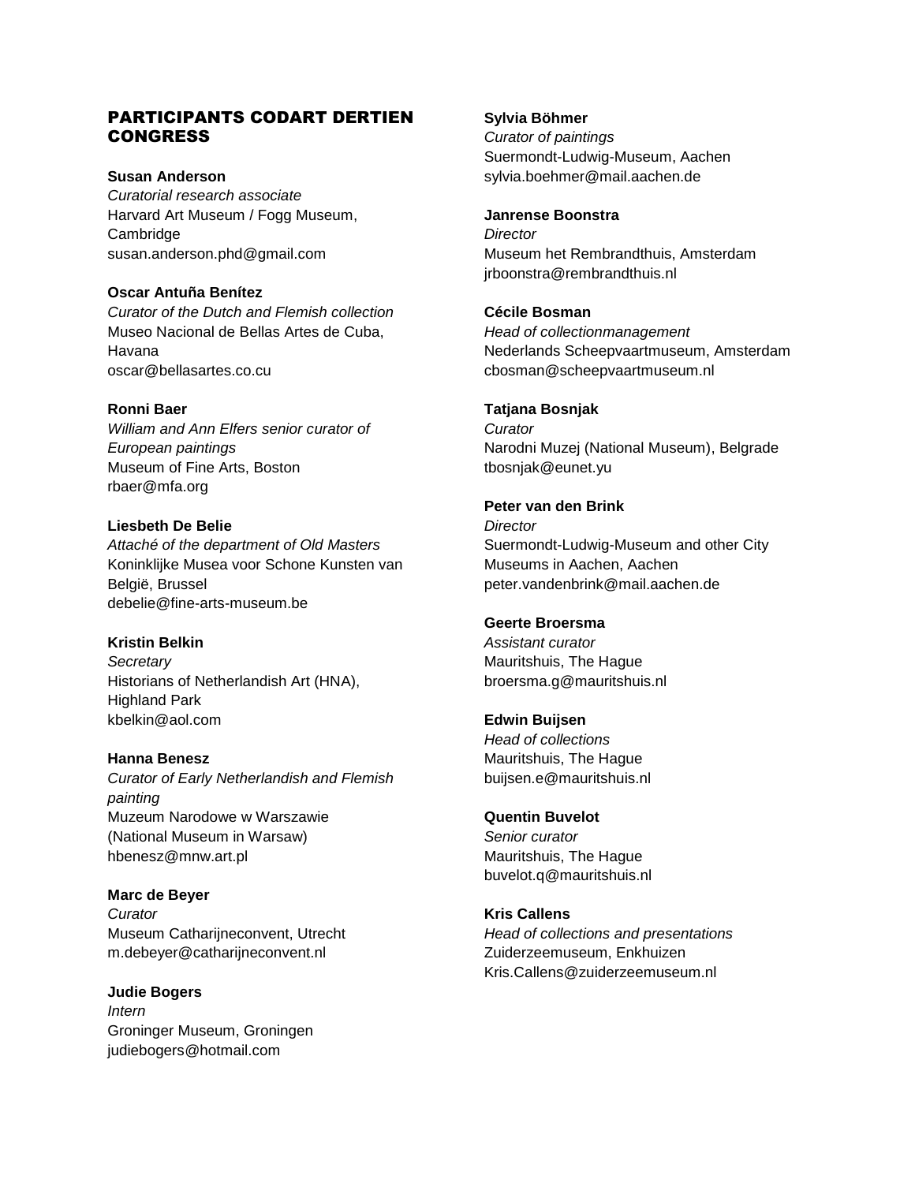## PARTICIPANTS CODART DERTIEN CONGRESS

**Susan Anderson**
*Curatorial research associate*
Harvard Art Museum / Fogg Museum, Cambridge
susan.anderson.phd@gmail.com

**Oscar Antuña Benítez**
*Curator of the Dutch and Flemish collection*
Museo Nacional de Bellas Artes de Cuba, Havana
oscar@bellasartes.co.cu

**Ronni Baer**
*William and Ann Elfers senior curator of European paintings*
Museum of Fine Arts, Boston
rbaer@mfa.org

**Liesbeth De Belie**
*Attaché of the department of Old Masters*
Koninklijke Musea voor Schone Kunsten van België, Brussel
debelie@fine-arts-museum.be

**Kristin Belkin**
*Secretary*
Historians of Netherlandish Art (HNA), Highland Park
kbelkin@aol.com

**Hanna Benesz**
*Curator of Early Netherlandish and Flemish painting*
Muzeum Narodowe w Warszawie (National Museum in Warsaw)
hbenesz@mnw.art.pl

**Marc de Beyer**
*Curator*
Museum Catharijneconvent, Utrecht
m.debeyer@catharijneconvent.nl

**Judie Bogers**
*Intern*
Groninger Museum, Groningen
judiebogers@hotmail.com

**Sylvia Böhmer**
*Curator of paintings*
Suermondt-Ludwig-Museum, Aachen
sylvia.boehmer@mail.aachen.de

**Janrense Boonstra**
*Director*
Museum het Rembrandthuis, Amsterdam
jrboonstra@rembrandthuis.nl

**Cécile Bosman**
*Head of collectionmanagement*
Nederlands Scheepvaartmuseum, Amsterdam
cbosman@scheepvaartmuseum.nl

**Tatjana Bosnjak**
*Curator*
Narodni Muzej (National Museum), Belgrade
tbosnjak@eunet.yu

**Peter van den Brink**
*Director*
Suermondt-Ludwig-Museum and other City Museums in Aachen, Aachen
peter.vandenbrink@mail.aachen.de

**Geerte Broersma**
*Assistant curator*
Mauritshuis, The Hague
broersma.g@mauritshuis.nl

**Edwin Buijsen**
*Head of collections*
Mauritshuis, The Hague
buijsen.e@mauritshuis.nl

**Quentin Buvelot**
*Senior curator*
Mauritshuis, The Hague
buvelot.q@mauritshuis.nl

**Kris Callens**
*Head of collections and presentations*
Zuiderzeemuseum, Enkhuizen
Kris.Callens@zuiderzeemuseum.nl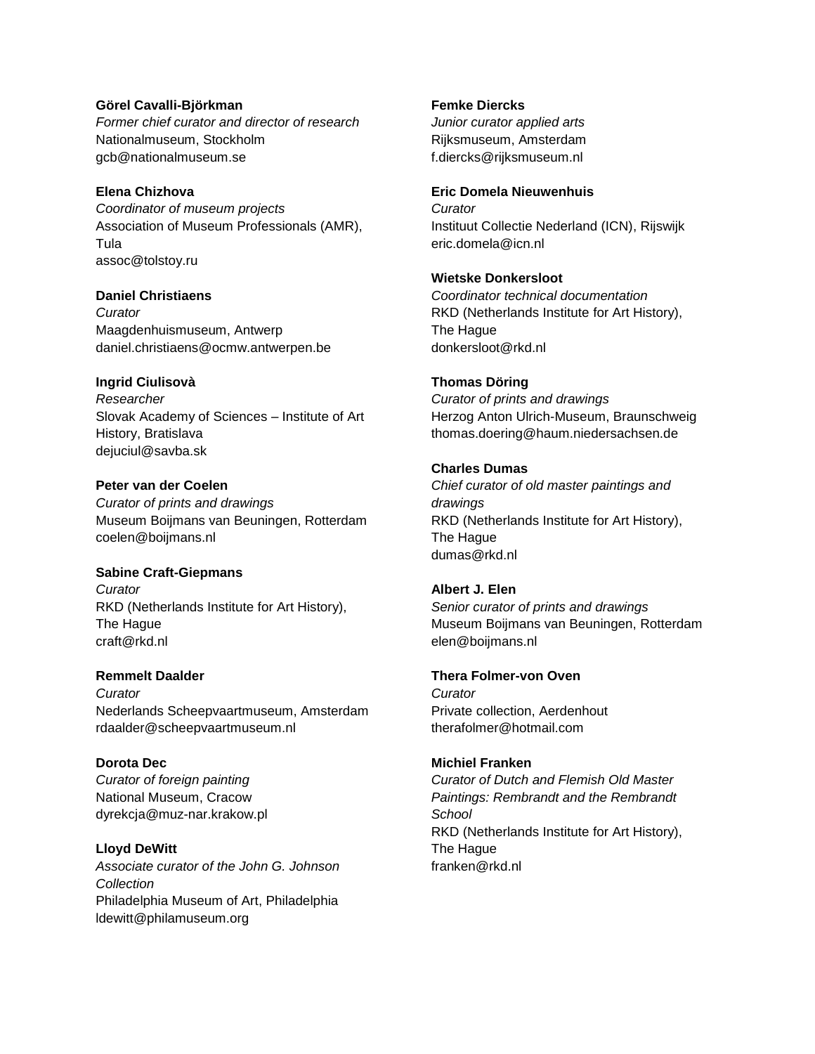**Görel Cavalli-Björkman**
*Former chief curator and director of research*
Nationalmuseum, Stockholm
gcb@nationalmuseum.se

**Elena Chizhova**
*Coordinator of museum projects*
Association of Museum Professionals (AMR), Tula
assoc@tolstoy.ru

**Daniel Christiaens**
*Curator*
Maagdenhuismuseum, Antwerp
daniel.christiaens@ocmw.antwerpen.be

**Ingrid Ciulisovà**
*Researcher*
Slovak Academy of Sciences – Institute of Art History, Bratislava
dejuciul@savba.sk

**Peter van der Coelen**
*Curator of prints and drawings*
Museum Boijmans van Beuningen, Rotterdam
coelen@boijmans.nl

**Sabine Craft-Giepmans**
*Curator*
RKD (Netherlands Institute for Art History), The Hague
craft@rkd.nl

**Remmelt Daalder**
*Curator*
Nederlands Scheepvaartmuseum, Amsterdam
rdaalder@scheepvaartmuseum.nl

**Dorota Dec**
*Curator of foreign painting*
National Museum, Cracow
dyrekcja@muz-nar.krakow.pl

**Lloyd DeWitt**
*Associate curator of the John G. Johnson Collection*
Philadelphia Museum of Art, Philadelphia
ldewitt@philamuseum.org

**Femke Diercks**
*Junior curator applied arts*
Rijksmuseum, Amsterdam
f.diercks@rijksmuseum.nl

**Eric Domela Nieuwenhuis**
*Curator*
Instituut Collectie Nederland (ICN), Rijswijk
eric.domela@icn.nl

**Wietske Donkersloot**
*Coordinator technical documentation*
RKD (Netherlands Institute for Art History), The Hague
donkersloot@rkd.nl

**Thomas Döring**
*Curator of prints and drawings*
Herzog Anton Ulrich-Museum, Braunschweig
thomas.doering@haum.niedersachsen.de

**Charles Dumas**
*Chief curator of old master paintings and drawings*
RKD (Netherlands Institute for Art History), The Hague
dumas@rkd.nl

**Albert J. Elen**
*Senior curator of prints and drawings*
Museum Boijmans van Beuningen, Rotterdam
elen@boijmans.nl

**Thera Folmer-von Oven**
*Curator*
Private collection, Aerdenhout
therafolmer@hotmail.com

**Michiel Franken**
*Curator of Dutch and Flemish Old Master Paintings: Rembrandt and the Rembrandt School*
RKD (Netherlands Institute for Art History), The Hague
franken@rkd.nl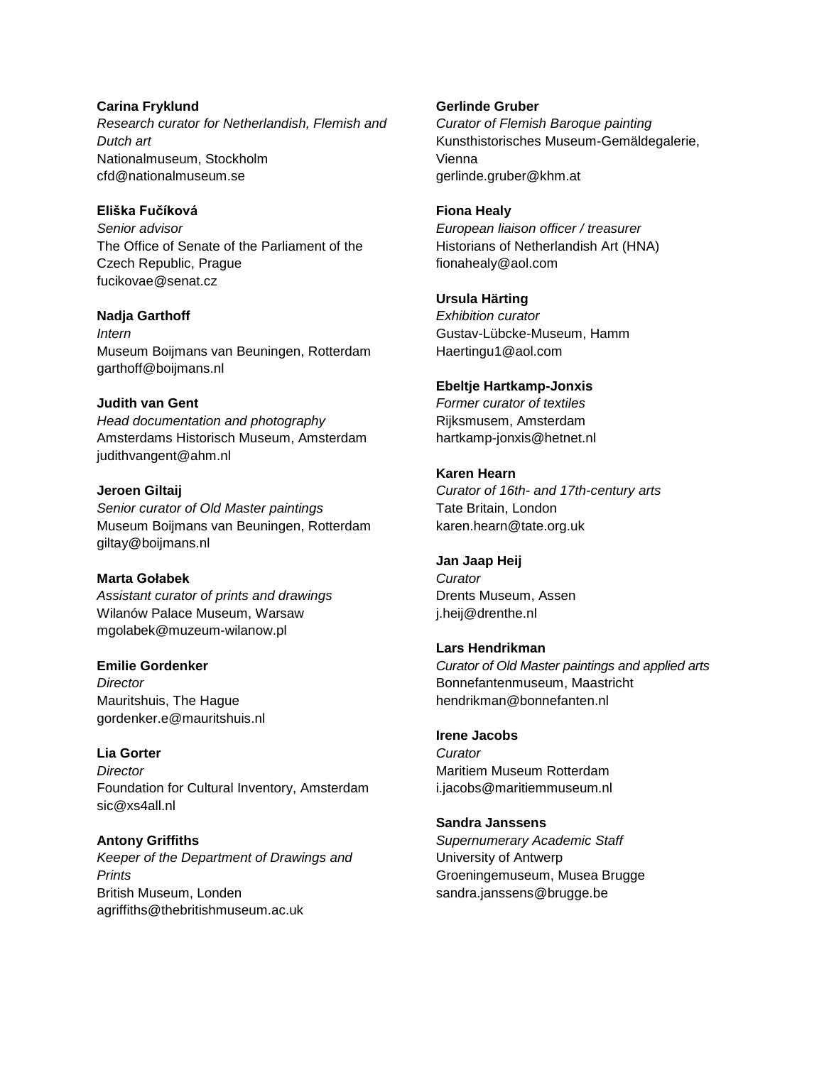**Carina Fryklund**
*Research curator for Netherlandish, Flemish and Dutch art*
Nationalmuseum, Stockholm
cfd@nationalmuseum.se

**Eliška Fučíková**
*Senior advisor*
The Office of Senate of the Parliament of the Czech Republic, Prague
fucikovae@senat.cz

**Nadja Garthoff**
*Intern*
Museum Boijmans van Beuningen, Rotterdam
garthoff@boijmans.nl

**Judith van Gent**
*Head documentation and photography*
Amsterdams Historisch Museum, Amsterdam
judithvangent@ahm.nl

**Jeroen Giltaij**
*Senior curator of Old Master paintings*
Museum Boijmans van Beuningen, Rotterdam
giltay@boijmans.nl

**Marta Gołabek**
*Assistant curator of prints and drawings*
Wilanów Palace Museum, Warsaw
mgolabek@muzeum-wilanow.pl

**Emilie Gordenker**
*Director*
Mauritshuis, The Hague
gordenker.e@mauritshuis.nl

**Lia Gorter**
*Director*
Foundation for Cultural Inventory, Amsterdam
sic@xs4all.nl

**Antony Griffiths**
*Keeper of the Department of Drawings and Prints*
British Museum, Londen
agriffiths@thebritishmuseum.ac.uk

**Gerlinde Gruber**
*Curator of Flemish Baroque painting*
Kunsthistorisches Museum-Gemäldegalerie, Vienna
gerlinde.gruber@khm.at

**Fiona Healy**
*European liaison officer / treasurer*
Historians of Netherlandish Art (HNA)
fionahealy@aol.com

**Ursula Härting**
*Exhibition curator*
Gustav-Lübcke-Museum, Hamm
Haertingu1@aol.com

**Ebeltje Hartkamp-Jonxis**
*Former curator of textiles*
Rijksmusem, Amsterdam
hartkamp-jonxis@hetnet.nl

**Karen Hearn**
*Curator of 16th- and 17th-century arts*
Tate Britain, London
karen.hearn@tate.org.uk

**Jan Jaap Heij**
*Curator*
Drents Museum, Assen
j.heij@drenthe.nl

**Lars Hendrikman**
*Curator of Old Master paintings and applied arts*
Bonnefantenmuseum, Maastricht
hendrikman@bonnefanten.nl

**Irene Jacobs**
*Curator*
Maritiem Museum Rotterdam
i.jacobs@maritiemmuseum.nl

**Sandra Janssens**
*Supernumerary Academic Staff*
University of Antwerp
Groeningemuseum, Musea Brugge
sandra.janssens@brugge.be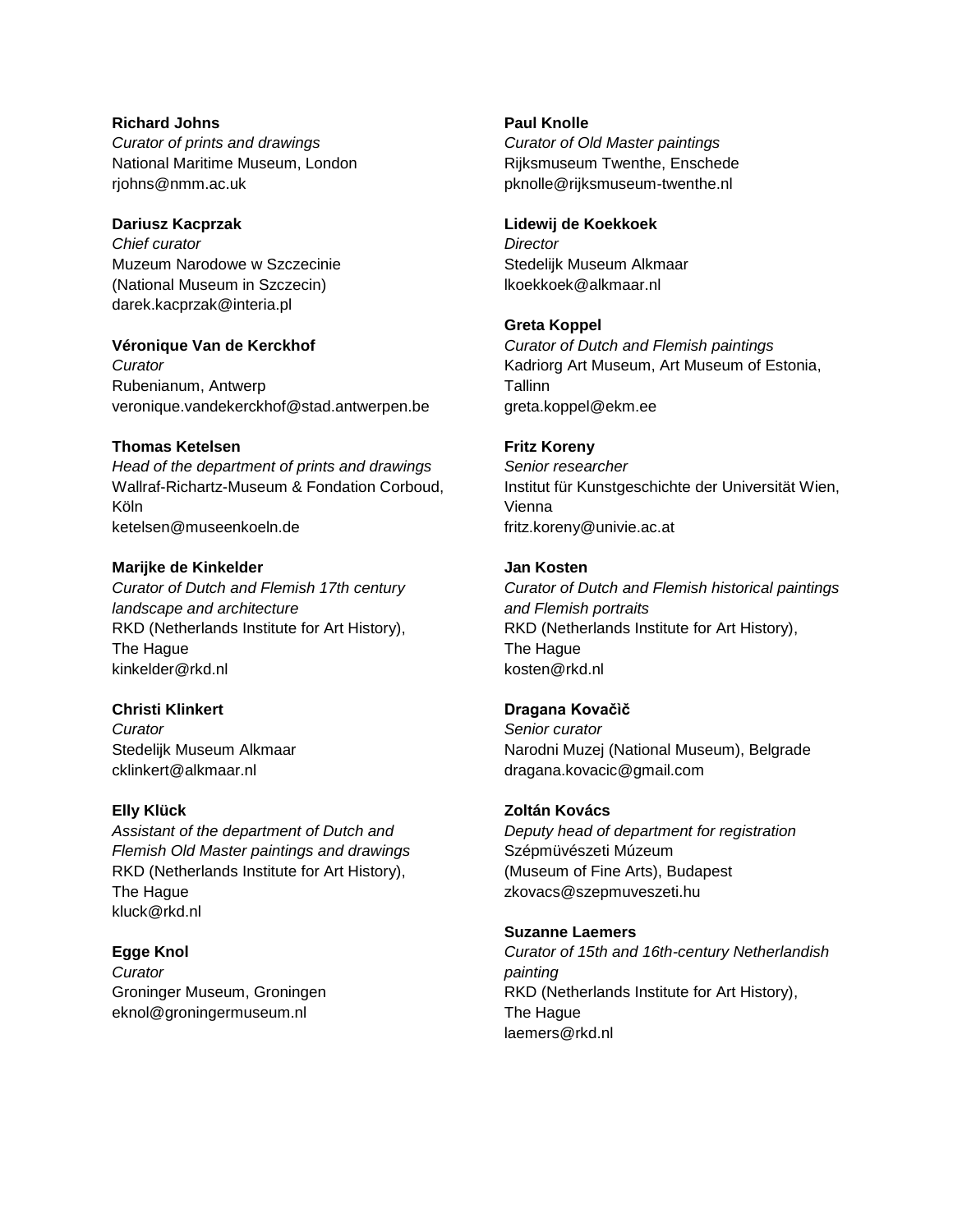**Richard Johns**
*Curator of prints and drawings*
National Maritime Museum, London
rjohns@nmm.ac.uk

**Dariusz Kacprzak**
*Chief curator*
Muzeum Narodowe w Szczecinie
(National Museum in Szczecin)
darek.kacprzak@interia.pl

**Véronique Van de Kerckhof**
*Curator*
Rubenianum, Antwerp
veronique.vandekerckhof@stad.antwerpen.be

**Thomas Ketelsen**
*Head of the department of prints and drawings*
Wallraf-Richartz-Museum & Fondation Corboud, Köln
ketelsen@museenkoeln.de

**Marijke de Kinkelder**
*Curator of Dutch and Flemish 17th century landscape and architecture*
RKD (Netherlands Institute for Art History), The Hague
kinkelder@rkd.nl

**Christi Klinkert**
*Curator*
Stedelijk Museum Alkmaar
cklinkert@alkmaar.nl

**Elly Klück**
*Assistant of the department of Dutch and Flemish Old Master paintings and drawings*
RKD (Netherlands Institute for Art History), The Hague
kluck@rkd.nl

**Egge Knol**
*Curator*
Groninger Museum, Groningen
eknol@groningermuseum.nl

**Paul Knolle**
*Curator of Old Master paintings*
Rijksmuseum Twenthe, Enschede
pknolle@rijksmuseum-twenthe.nl

**Lidewij de Koekkoek**
*Director*
Stedelijk Museum Alkmaar
lkoekkoek@alkmaar.nl

**Greta Koppel**
*Curator of Dutch and Flemish paintings*
Kadriorg Art Museum, Art Museum of Estonia, Tallinn
greta.koppel@ekm.ee

**Fritz Koreny**
*Senior researcher*
Institut für Kunstgeschichte der Universität Wien, Vienna
fritz.koreny@univie.ac.at

**Jan Kosten**
*Curator of Dutch and Flemish historical paintings and Flemish portraits*
RKD (Netherlands Institute for Art History), The Hague
kosten@rkd.nl

**Dragana Kovačič**
*Senior curator*
Narodni Muzej (National Museum), Belgrade
dragana.kovacic@gmail.com

**Zoltán Kovács**
*Deputy head of department for registration*
Szépmüvészeti Múzeum
(Museum of Fine Arts), Budapest
zkovacs@szepmuveszeti.hu

**Suzanne Laemers**
*Curator of 15th and 16th-century Netherlandish painting*
RKD (Netherlands Institute for Art History), The Hague
laemers@rkd.nl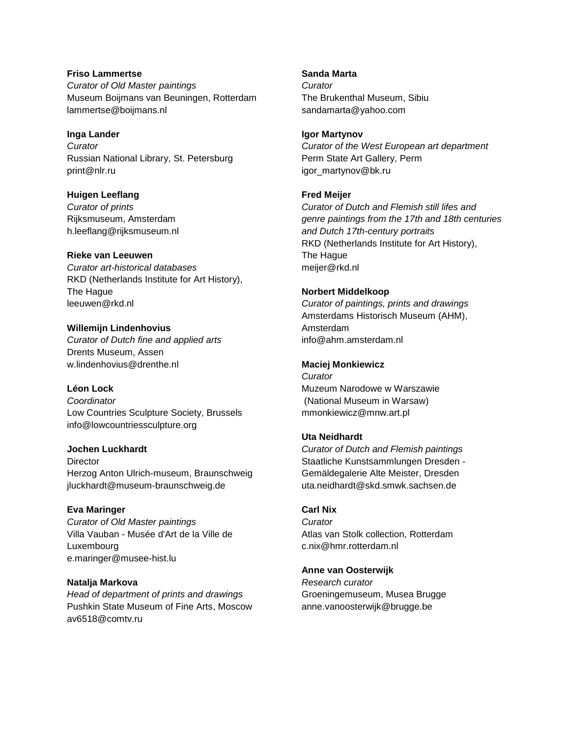**Friso Lammertse**
*Curator of Old Master paintings*
Museum Boijmans van Beuningen, Rotterdam
lammertse@boijmans.nl

**Inga Lander**
*Curator*
Russian National Library, St. Petersburg
print@nlr.ru

**Huigen Leeflang**
*Curator of prints*
Rijksmuseum, Amsterdam
h.leeflang@rijksmuseum.nl

**Rieke van Leeuwen**
*Curator art-historical databases*
RKD (Netherlands Institute for Art History),
The Hague
leeuwen@rkd.nl

**Willemijn Lindenhovius**
*Curator of Dutch fine and applied arts*
Drents Museum, Assen
w.lindenhovius@drenthe.nl

**Léon Lock**
*Coordinator*
Low Countries Sculpture Society, Brussels
info@lowcountriessculpture.org

**Jochen Luckhardt**
Director
Herzog Anton Ulrich-museum, Braunschweig
jluckhardt@museum-braunschweig.de

**Eva Maringer**
*Curator of Old Master paintings*
Villa Vauban - Musée d'Art de la Ville de Luxembourg
e.maringer@musee-hist.lu

**Natalja Markova**
*Head of department of prints and drawings*
Pushkin State Museum of Fine Arts, Moscow
av6518@comtv.ru

**Sanda Marta**
*Curator*
The Brukenthal Museum, Sibiu
sandamarta@yahoo.com

**Igor Martynov**
*Curator of the West European art department*
Perm State Art Gallery, Perm
igor_martynov@bk.ru

**Fred Meijer**
*Curator of Dutch and Flemish still lifes and genre paintings from the 17th and 18th centuries and Dutch 17th-century portraits*
RKD (Netherlands Institute for Art History),
The Hague
meijer@rkd.nl

**Norbert Middelkoop**
*Curator of paintings, prints and drawings*
Amsterdams Historisch Museum (AHM),
Amsterdam
info@ahm.amsterdam.nl

**Maciej Monkiewicz**
*Curator*
Muzeum Narodowe w Warszawie
(National Museum in Warsaw)
mmonkiewicz@mnw.art.pl

**Uta Neidhardt**
*Curator of Dutch and Flemish paintings*
Staatliche Kunstsammlungen Dresden -
Gemäldegalerie Alte Meister, Dresden
uta.neidhardt@skd.smwk.sachsen.de

**Carl Nix**
*Curator*
Atlas van Stolk collection, Rotterdam
c.nix@hmr.rotterdam.nl

**Anne van Oosterwijk**
*Research curator*
Groeningemuseum, Musea Brugge
anne.vanoosterwijk@brugge.be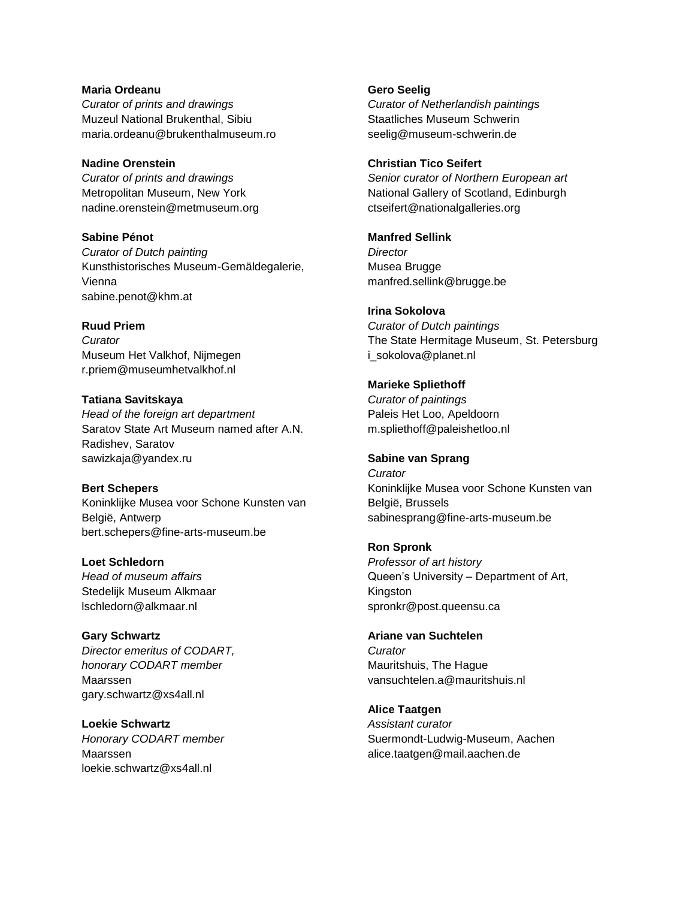**Maria Ordeanu**
*Curator of prints and drawings*
Muzeul National Brukenthal, Sibiu
maria.ordeanu@brukenthalmuseum.ro

**Nadine Orenstein**
*Curator of prints and drawings*
Metropolitan Museum, New York
nadine.orenstein@metmuseum.org

**Sabine Pénot**
*Curator of Dutch painting*
Kunsthistorisches Museum-Gemäldegalerie, Vienna
sabine.penot@khm.at

**Ruud Priem**
*Curator*
Museum Het Valkhof, Nijmegen
r.priem@museumhetvalkhof.nl

**Tatiana Savitskaya**
*Head of the foreign art department*
Saratov State Art Museum named after A.N. Radishev, Saratov
sawizkaja@yandex.ru

**Bert Schepers**
Koninklijke Musea voor Schone Kunsten van België, Antwerp
bert.schepers@fine-arts-museum.be

**Loet Schledorn**
*Head of museum affairs*
Stedelijk Museum Alkmaar
lschledorn@alkmaar.nl

**Gary Schwartz**
*Director emeritus of CODART, honorary CODART member*
Maarssen
gary.schwartz@xs4all.nl

**Loekie Schwartz**
*Honorary CODART member*
Maarssen
loekie.schwartz@xs4all.nl

**Gero Seelig**
*Curator of Netherlandish paintings*
Staatliches Museum Schwerin
seelig@museum-schwerin.de

**Christian Tico Seifert**
*Senior curator of Northern European art*
National Gallery of Scotland, Edinburgh
ctseifert@nationalgalleries.org

**Manfred Sellink**
*Director*
Musea Brugge
manfred.sellink@brugge.be

**Irina Sokolova**
*Curator of Dutch paintings*
The State Hermitage Museum, St. Petersburg
i_sokolova@planet.nl

**Marieke Spliethoff**
*Curator of paintings*
Paleis Het Loo, Apeldoorn
m.spliethoff@paleishetloo.nl

**Sabine van Sprang**
*Curator*
Koninklijke Musea voor Schone Kunsten van België, Brussels
sabinesprang@fine-arts-museum.be

**Ron Spronk**
*Professor of art history*
Queen's University – Department of Art, Kingston
spronkr@post.queensu.ca

**Ariane van Suchtelen**
*Curator*
Mauritshuis, The Hague
vansuchtelen.a@mauritshuis.nl

**Alice Taatgen**
*Assistant curator*
Suermondt-Ludwig-Museum, Aachen
alice.taatgen@mail.aachen.de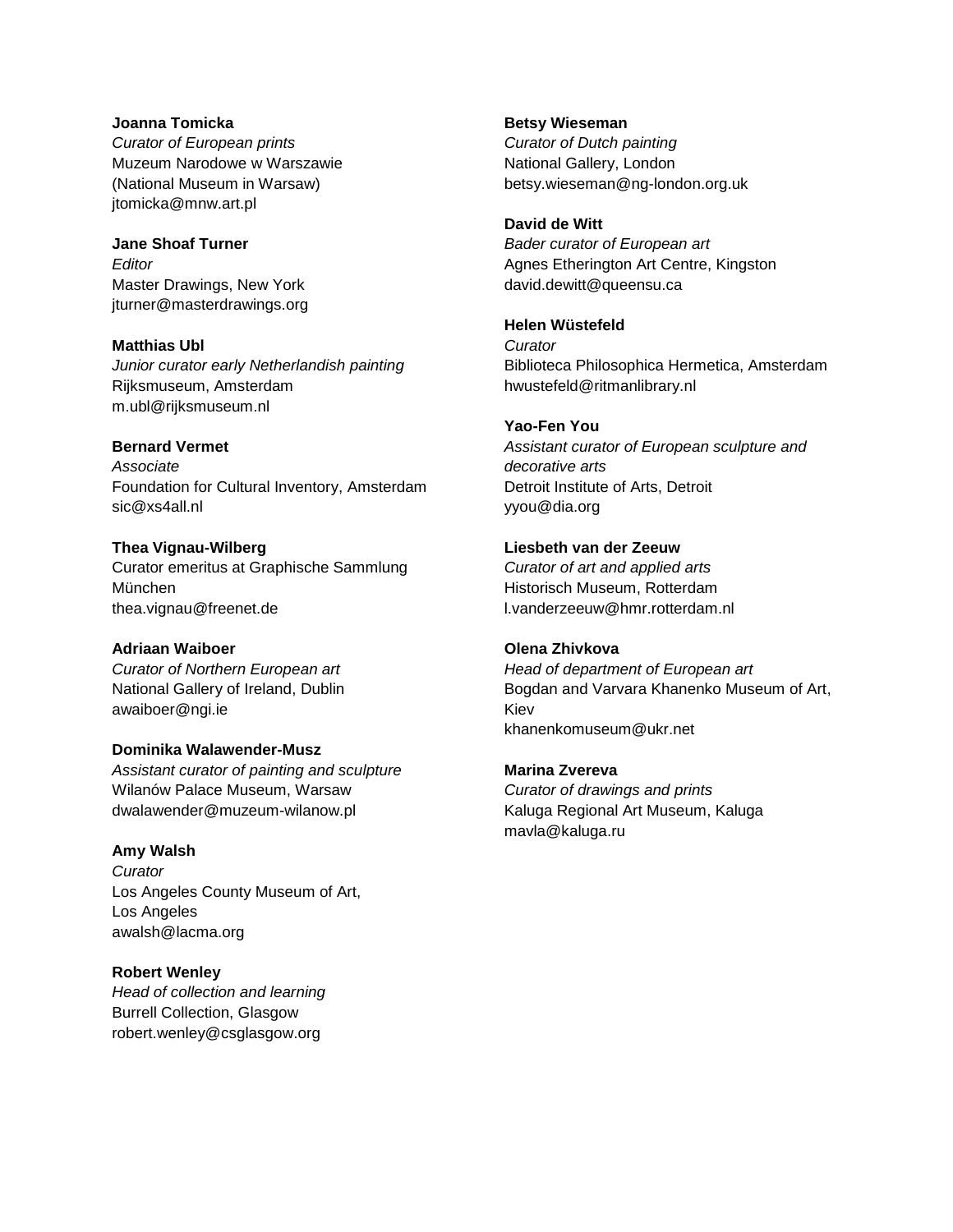**Joanna Tomicka**
*Curator of European prints*
Muzeum Narodowe w Warszawie
(National Museum in Warsaw)
jtomicka@mnw.art.pl

**Jane Shoaf Turner**
*Editor*
Master Drawings, New York
jturner@masterdrawings.org

**Matthias Ubl**
*Junior curator early Netherlandish painting*
Rijksmuseum, Amsterdam
m.ubl@rijksmuseum.nl

**Bernard Vermet**
*Associate*
Foundation for Cultural Inventory, Amsterdam
sic@xs4all.nl

**Thea Vignau-Wilberg**
Curator emeritus at Graphische Sammlung München
thea.vignau@freenet.de

**Adriaan Waiboer**
*Curator of Northern European art*
National Gallery of Ireland, Dublin
awaiboer@ngi.ie

**Dominika Walawender-Musz**
*Assistant curator of painting and sculpture*
Wilanów Palace Museum, Warsaw
dwalawender@muzeum-wilanow.pl

**Amy Walsh**
*Curator*
Los Angeles County Museum of Art, Los Angeles
awalsh@lacma.org

**Robert Wenley**
*Head of collection and learning*
Burrell Collection, Glasgow
robert.wenley@csglasgow.org

**Betsy Wieseman**
*Curator of Dutch painting*
National Gallery, London
betsy.wieseman@ng-london.org.uk

**David de Witt**
*Bader curator of European art*
Agnes Etherington Art Centre, Kingston
david.dewitt@queensu.ca

**Helen Wüstefeld**
*Curator*
Biblioteca Philosophica Hermetica, Amsterdam
hwustefeld@ritmanlibrary.nl

**Yao-Fen You**
*Assistant curator of European sculpture and decorative arts*
Detroit Institute of Arts, Detroit
yyou@dia.org

**Liesbeth van der Zeeuw**
*Curator of art and applied arts*
Historisch Museum, Rotterdam
l.vanderzeeuw@hmr.rotterdam.nl

**Olena Zhivkova**
*Head of department of European art*
Bogdan and Varvara Khanenko Museum of Art, Kiev
khanenkomuseum@ukr.net

**Marina Zvereva**
*Curator of drawings and prints*
Kaluga Regional Art Museum, Kaluga
mavla@kaluga.ru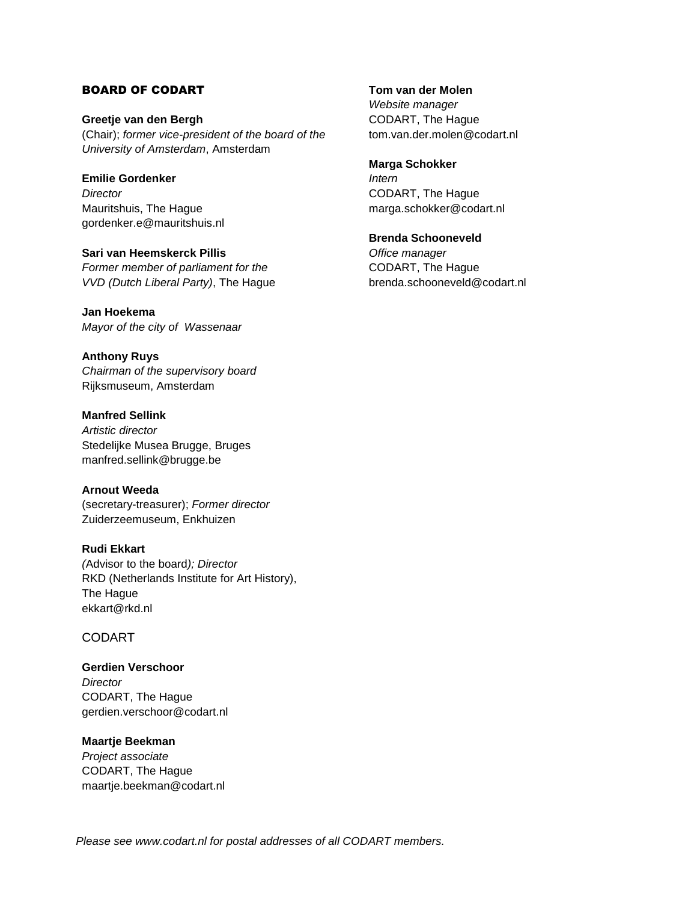## BOARD OF CODART

**Greetje van den Bergh**
(Chair); *former vice-president of the board of the University of Amsterdam*, Amsterdam

**Emilie Gordenker**
*Director*
Mauritshuis, The Hague
gordenker.e@mauritshuis.nl

**Sari van Heemskerck Pillis**
*Former member of parliament for the VVD (Dutch Liberal Party)*, The Hague

**Jan Hoekema**
*Mayor of the city of Wassenaar*

**Anthony Ruys**
*Chairman of the supervisory board*
Rijksmuseum, Amsterdam

**Manfred Sellink**
*Artistic director*
Stedelijke Musea Brugge, Bruges
manfred.sellink@brugge.be

**Arnout Weeda**
(secretary-treasurer); *Former director*
Zuiderzeemuseum, Enkhuizen

**Rudi Ekkart**
*(*Advisor to the board*); Director*
RKD (Netherlands Institute for Art History), The Hague
ekkart@rkd.nl

## CODART

**Gerdien Verschoor**
*Director*
CODART, The Hague
gerdien.verschoor@codart.nl

**Maartje Beekman**
*Project associate*
CODART, The Hague
maartje.beekman@codart.nl

**Tom van der Molen**
*Website manager*
CODART, The Hague
tom.van.der.molen@codart.nl

**Marga Schokker**
*Intern*
CODART, The Hague
marga.schokker@codart.nl

**Brenda Schooneveld**
*Office manager*
CODART, The Hague
brenda.schooneveld@codart.nl

*Please see www.codart.nl for postal addresses of all CODART members.*